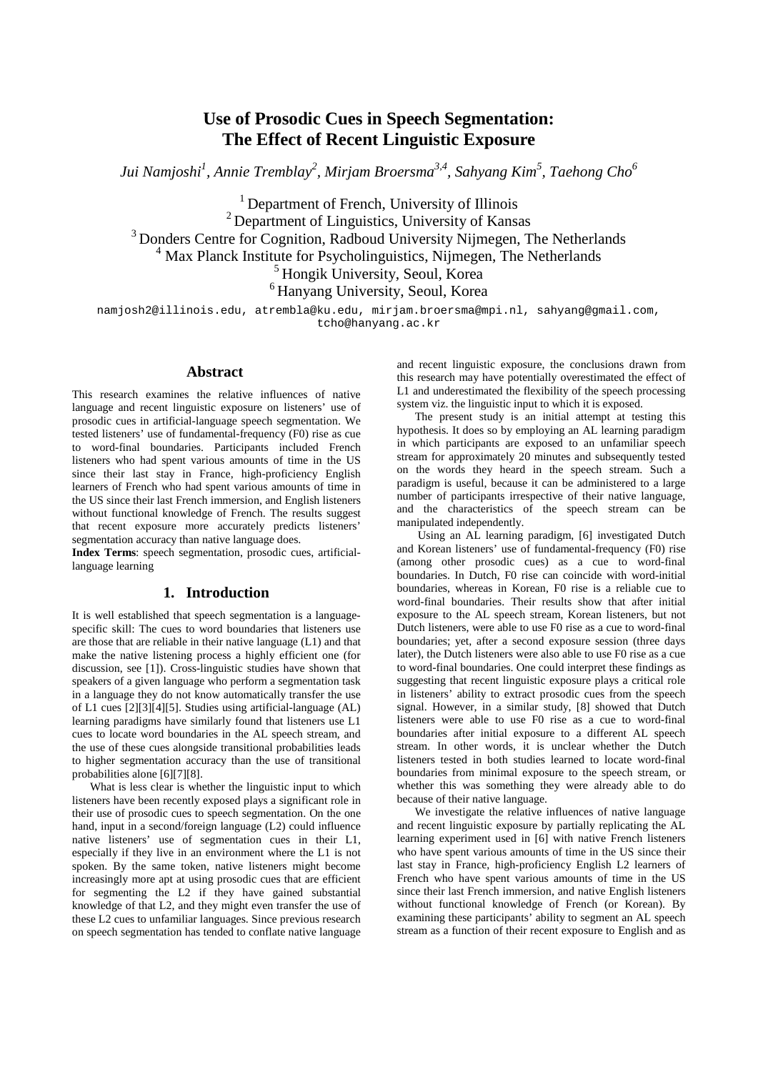# Use of Prosodic Cues in Speech Segmentation: The Effect of Recent Linguistic Exposure

*Jui Namjoshi[1], Annie Tremblay[2], Mirjam Broersma[3,4], Sahyang Kim[5], Taehong Cho[6]*

[1] Department of French, University of Illinois
[2] Department of Linguistics, University of Kansas
[3] Donders Centre for Cognition, Radboud University Nijmegen, The Netherlands
[4] Max Planck Institute for Psycholinguistics, Nijmegen, The Netherlands
[5] Hongik University, Seoul, Korea
[6] Hanyang University, Seoul, Korea

namjosh2@illinois.edu, atrembla@ku.edu, mirjam.broersma@mpi.nl, sahyang@gmail.com, tcho@hanyang.ac.kr

## Abstract

This research examines the relative influences of native language and recent linguistic exposure on listeners' use of prosodic cues in artificial-language speech segmentation. We tested listeners' use of fundamental-frequency (F0) rise as cue to word-final boundaries. Participants included French listeners who had spent various amounts of time in the US since their last stay in France, high-proficiency English learners of French who had spent various amounts of time in the US since their last French immersion, and English listeners without functional knowledge of French. The results suggest that recent exposure more accurately predicts listeners' segmentation accuracy than native language does.

**Index Terms**: speech segmentation, prosodic cues, artificial-language learning

## 1. Introduction

It is well established that speech segmentation is a language-specific skill: The cues to word boundaries that listeners use are those that are reliable in their native language (L1) and that make the native listening process a highly efficient one (for discussion, see [1]). Cross-linguistic studies have shown that speakers of a given language who perform a segmentation task in a language they do not know automatically transfer the use of L1 cues [2][3][4][5]. Studies using artificial-language (AL) learning paradigms have similarly found that listeners use L1 cues to locate word boundaries in the AL speech stream, and the use of these cues alongside transitional probabilities leads to higher segmentation accuracy than the use of transitional probabilities alone [6][7][8].

What is less clear is whether the linguistic input to which listeners have been recently exposed plays a significant role in their use of prosodic cues to speech segmentation. On the one hand, input in a second/foreign language (L2) could influence native listeners' use of segmentation cues in their L1, especially if they live in an environment where the L1 is not spoken. By the same token, native listeners might become increasingly more apt at using prosodic cues that are efficient for segmenting the L2 if they have gained substantial knowledge of that L2, and they might even transfer the use of these L2 cues to unfamiliar languages. Since previous research on speech segmentation has tended to conflate native language and recent linguistic exposure, the conclusions drawn from this research may have potentially overestimated the effect of L1 and underestimated the flexibility of the speech processing system viz. the linguistic input to which it is exposed.

The present study is an initial attempt at testing this hypothesis. It does so by employing an AL learning paradigm in which participants are exposed to an unfamiliar speech stream for approximately 20 minutes and subsequently tested on the words they heard in the speech stream. Such a paradigm is useful, because it can be administered to a large number of participants irrespective of their native language, and the characteristics of the speech stream can be manipulated independently.

Using an AL learning paradigm, [6] investigated Dutch and Korean listeners' use of fundamental-frequency (F0) rise (among other prosodic cues) as a cue to word-final boundaries. In Dutch, F0 rise can coincide with word-initial boundaries, whereas in Korean, F0 rise is a reliable cue to word-final boundaries. Their results show that after initial exposure to the AL speech stream, Korean listeners, but not Dutch listeners, were able to use F0 rise as a cue to word-final boundaries; yet, after a second exposure session (three days later), the Dutch listeners were also able to use F0 rise as a cue to word-final boundaries. One could interpret these findings as suggesting that recent linguistic exposure plays a critical role in listeners' ability to extract prosodic cues from the speech signal. However, in a similar study, [8] showed that Dutch listeners were able to use F0 rise as a cue to word-final boundaries after initial exposure to a different AL speech stream. In other words, it is unclear whether the Dutch listeners tested in both studies learned to locate word-final boundaries from minimal exposure to the speech stream, or whether this was something they were already able to do because of their native language.

We investigate the relative influences of native language and recent linguistic exposure by partially replicating the AL learning experiment used in [6] with native French listeners who have spent various amounts of time in the US since their last stay in France, high-proficiency English L2 learners of French who have spent various amounts of time in the US since their last French immersion, and native English listeners without functional knowledge of French (or Korean). By examining these participants' ability to segment an AL speech stream as a function of their recent exposure to English and as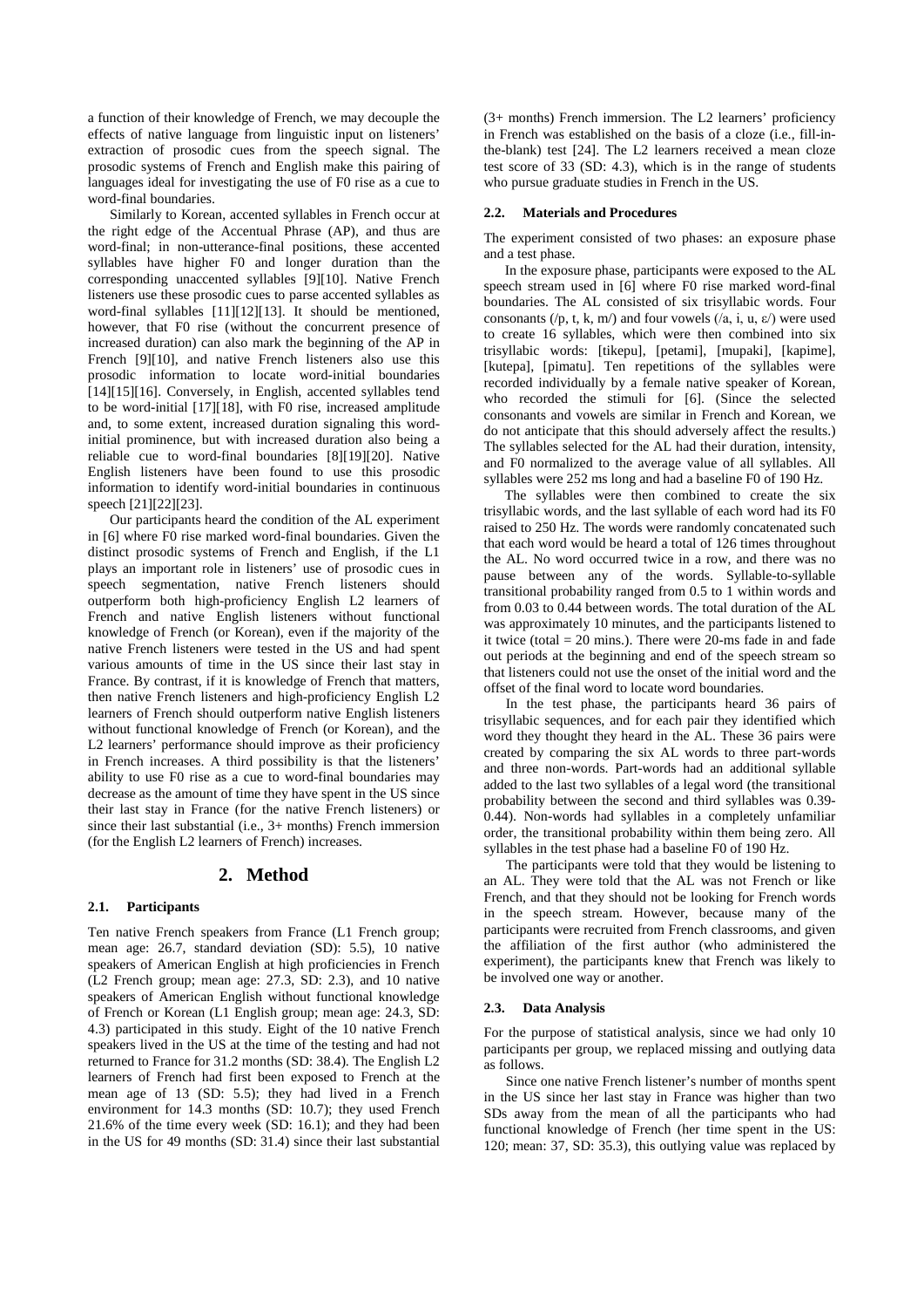a function of their knowledge of French, we may decouple the effects of native language from linguistic input on listeners' extraction of prosodic cues from the speech signal. The prosodic systems of French and English make this pairing of languages ideal for investigating the use of F0 rise as a cue to word-final boundaries.

Similarly to Korean, accented syllables in French occur at the right edge of the Accentual Phrase (AP), and thus are word-final; in non-utterance-final positions, these accented syllables have higher F0 and longer duration than the corresponding unaccented syllables [9][10]. Native French listeners use these prosodic cues to parse accented syllables as word-final syllables [11][12][13]. It should be mentioned, however, that F0 rise (without the concurrent presence of increased duration) can also mark the beginning of the AP in French [9][10], and native French listeners also use this prosodic information to locate word-initial boundaries [14][15][16]. Conversely, in English, accented syllables tend to be word-initial [17][18], with F0 rise, increased amplitude and, to some extent, increased duration signaling this word-initial prominence, but with increased duration also being a reliable cue to word-final boundaries [8][19][20]. Native English listeners have been found to use this prosodic information to identify word-initial boundaries in continuous speech [21][22][23].

Our participants heard the condition of the AL experiment in [6] where F0 rise marked word-final boundaries. Given the distinct prosodic systems of French and English, if the L1 plays an important role in listeners' use of prosodic cues in speech segmentation, native French listeners should outperform both high-proficiency English L2 learners of French and native English listeners without functional knowledge of French (or Korean), even if the majority of the native French listeners were tested in the US and had spent various amounts of time in the US since their last stay in France. By contrast, if it is knowledge of French that matters, then native French listeners and high-proficiency English L2 learners of French should outperform native English listeners without functional knowledge of French (or Korean), and the L2 learners' performance should improve as their proficiency in French increases. A third possibility is that the listeners' ability to use F0 rise as a cue to word-final boundaries may decrease as the amount of time they have spent in the US since their last stay in France (for the native French listeners) or since their last substantial (i.e., 3+ months) French immersion (for the English L2 learners of French) increases.

## 2. Method

### 2.1. Participants

Ten native French speakers from France (L1 French group; mean age: 26.7, standard deviation (SD): 5.5), 10 native speakers of American English at high proficiencies in French (L2 French group; mean age: 27.3, SD: 2.3), and 10 native speakers of American English without functional knowledge of French or Korean (L1 English group; mean age: 24.3, SD: 4.3) participated in this study. Eight of the 10 native French speakers lived in the US at the time of the testing and had not returned to France for 31.2 months (SD: 38.4). The English L2 learners of French had first been exposed to French at the mean age of 13 (SD: 5.5); they had lived in a French environment for 14.3 months (SD: 10.7); they used French 21.6% of the time every week (SD: 16.1); and they had been in the US for 49 months (SD: 31.4) since their last substantial (3+ months) French immersion. The L2 learners' proficiency in French was established on the basis of a cloze (i.e., fill-in-the-blank) test [24]. The L2 learners received a mean cloze test score of 33 (SD: 4.3), which is in the range of students who pursue graduate studies in French in the US.

### 2.2. Materials and Procedures

The experiment consisted of two phases: an exposure phase and a test phase.

In the exposure phase, participants were exposed to the AL speech stream used in [6] where F0 rise marked word-final boundaries. The AL consisted of six trisyllabic words. Four consonants (/p, t, k, m/) and four vowels (/a, i, u, ɛ/) were used to create 16 syllables, which were then combined into six trisyllabic words: [tikepu], [petami], [mupaki], [kapime], [kutepa], [pimatu]. Ten repetitions of the syllables were recorded individually by a female native speaker of Korean, who recorded the stimuli for [6]. (Since the selected consonants and vowels are similar in French and Korean, we do not anticipate that this should adversely affect the results.) The syllables selected for the AL had their duration, intensity, and F0 normalized to the average value of all syllables. All syllables were 252 ms long and had a baseline F0 of 190 Hz.

The syllables were then combined to create the six trisyllabic words, and the last syllable of each word had its F0 raised to 250 Hz. The words were randomly concatenated such that each word would be heard a total of 126 times throughout the AL. No word occurred twice in a row, and there was no pause between any of the words. Syllable-to-syllable transitional probability ranged from 0.5 to 1 within words and from 0.03 to 0.44 between words. The total duration of the AL was approximately 10 minutes, and the participants listened to it twice (total = 20 mins.). There were 20-ms fade in and fade out periods at the beginning and end of the speech stream so that listeners could not use the onset of the initial word and the offset of the final word to locate word boundaries.

In the test phase, the participants heard 36 pairs of trisyllabic sequences, and for each pair they identified which word they thought they heard in the AL. These 36 pairs were created by comparing the six AL words to three part-words and three non-words. Part-words had an additional syllable added to the last two syllables of a legal word (the transitional probability between the second and third syllables was 0.39-0.44). Non-words had syllables in a completely unfamiliar order, the transitional probability within them being zero. All syllables in the test phase had a baseline F0 of 190 Hz.

The participants were told that they would be listening to an AL. They were told that the AL was not French or like French, and that they should not be looking for French words in the speech stream. However, because many of the participants were recruited from French classrooms, and given the affiliation of the first author (who administered the experiment), the participants knew that French was likely to be involved one way or another.

### 2.3. Data Analysis

For the purpose of statistical analysis, since we had only 10 participants per group, we replaced missing and outlying data as follows.

Since one native French listener's number of months spent in the US since her last stay in France was higher than two SDs away from the mean of all the participants who had functional knowledge of French (her time spent in the US: 120; mean: 37, SD: 35.3), this outlying value was replaced by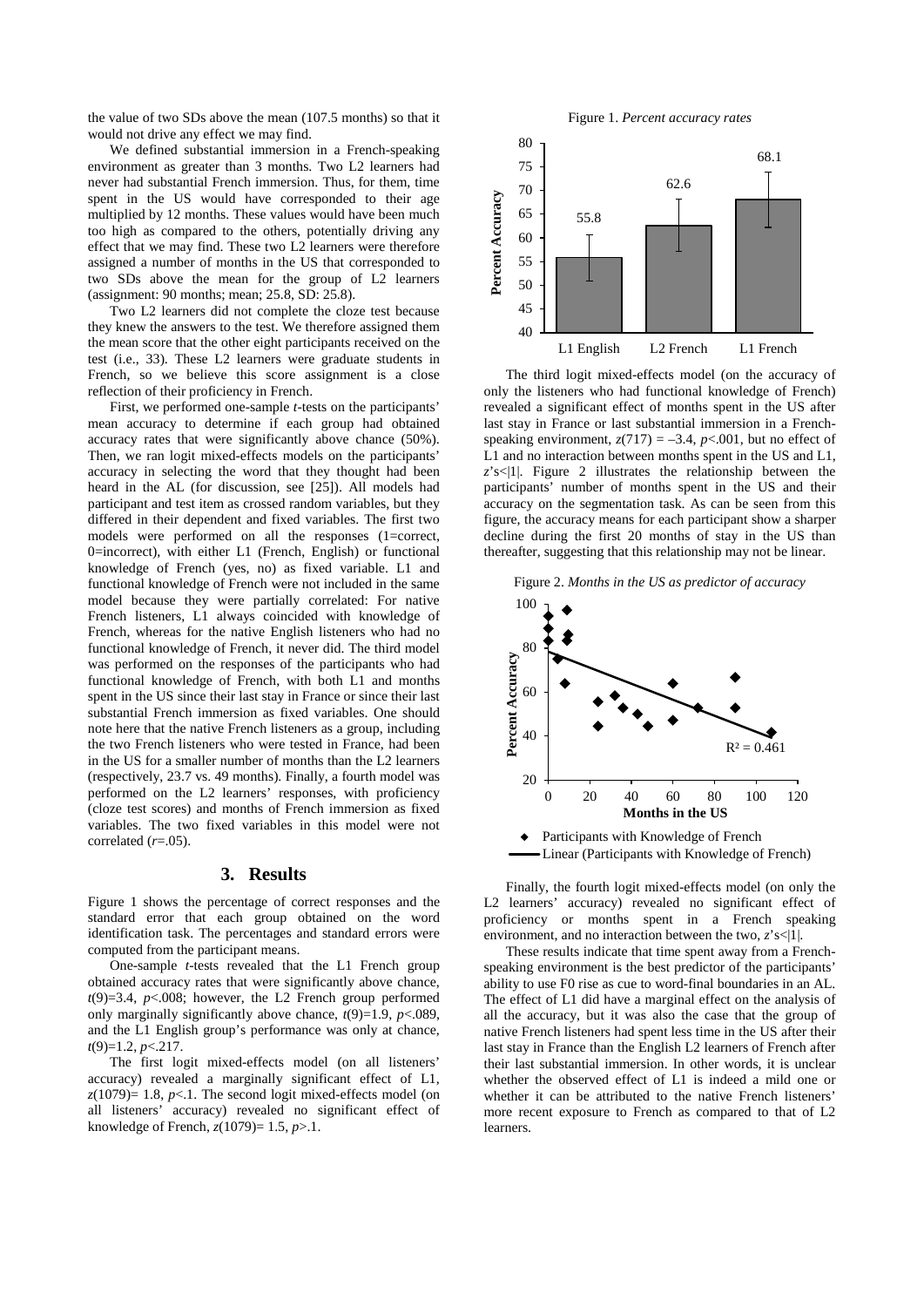the value of two SDs above the mean (107.5 months) so that it would not drive any effect we may find.

We defined substantial immersion in a French-speaking environment as greater than 3 months. Two L2 learners had never had substantial French immersion. Thus, for them, time spent in the US would have corresponded to their age multiplied by 12 months. These values would have been much too high as compared to the others, potentially driving any effect that we may find. These two L2 learners were therefore assigned a number of months in the US that corresponded to two SDs above the mean for the group of L2 learners (assignment: 90 months; mean; 25.8, SD: 25.8).

Two L2 learners did not complete the cloze test because they knew the answers to the test. We therefore assigned them the mean score that the other eight participants received on the test (i.e., 33). These L2 learners were graduate students in French, so we believe this score assignment is a close reflection of their proficiency in French.

First, we performed one-sample *t*-tests on the participants' mean accuracy to determine if each group had obtained accuracy rates that were significantly above chance (50%). Then, we ran logit mixed-effects models on the participants' accuracy in selecting the word that they thought had been heard in the AL (for discussion, see [25]). All models had participant and test item as crossed random variables, but they differed in their dependent and fixed variables. The first two models were performed on all the responses (1=correct, 0=incorrect), with either L1 (French, English) or functional knowledge of French (yes, no) as fixed variable. L1 and functional knowledge of French were not included in the same model because they were partially correlated: For native French listeners, L1 always coincided with knowledge of French, whereas for the native English listeners who had no functional knowledge of French, it never did. The third model was performed on the responses of the participants who had functional knowledge of French, with both L1 and months spent in the US since their last stay in France or since their last substantial French immersion as fixed variables. One should note here that the native French listeners as a group, including the two French listeners who were tested in France, had been in the US for a smaller number of months than the L2 learners (respectively, 23.7 vs. 49 months). Finally, a fourth model was performed on the L2 learners' responses, with proficiency (cloze test scores) and months of French immersion as fixed variables. The two fixed variables in this model were not correlated ($r$=.05).

## 3. Results

Figure 1 shows the percentage of correct responses and the standard error that each group obtained on the word identification task. The percentages and standard errors were computed from the participant means.

One-sample *t*-tests revealed that the L1 French group obtained accuracy rates that were significantly above chance, $t(9)$=3.4, $p$<.008; however, the L2 French group performed only marginally significantly above chance, $t(9)$=1.9, $p$<.089, and the L1 English group's performance was only at chance, $t(9)$=1.2, $p$<.217.

The first logit mixed-effects model (on all listeners' accuracy) revealed a marginally significant effect of L1, $z(1079)$= 1.8, $p$<.1. The second logit mixed-effects model (on all listeners' accuracy) revealed no significant effect of knowledge of French, $z(1079)$= 1.5, $p$>.1.

Figure 1. *Percent accuracy rates*

| Group | Percent Accuracy |
|---|---|
| L1 English | 55.8 |
| L2 French | 62.6 |
| L1 French | 68.1 |

The third logit mixed-effects model (on the accuracy of only the listeners who had functional knowledge of French) revealed a significant effect of months spent in the US after last stay in France or last substantial immersion in a French-speaking environment, $z(717)$ = –3.4, $p$<.001, but no effect of L1 and no interaction between months spent in the US and L1, $z$'s<|1|. Figure 2 illustrates the relationship between the participants' number of months spent in the US and their accuracy on the segmentation task. As can be seen from this figure, the accuracy means for each participant show a sharper decline during the first 20 months of stay in the US than thereafter, suggesting that this relationship may not be linear.

Figure 2. *Months in the US as predictor of accuracy*

($R^2$ = 0.461; ◆ Participants with Knowledge of French; — Linear (Participants with Knowledge of French))

Finally, the fourth logit mixed-effects model (on only the L2 learners' accuracy) revealed no significant effect of proficiency or months spent in a French speaking environment, and no interaction between the two, $z$'s<|1|.

These results indicate that time spent away from a French-speaking environment is the best predictor of the participants' ability to use F0 rise as cue to word-final boundaries in an AL. The effect of L1 did have a marginal effect on the analysis of all the accuracy, but it was also the case that the group of native French listeners had spent less time in the US after their last stay in France than the English L2 learners of French after their last substantial immersion. In other words, it is unclear whether the observed effect of L1 is indeed a mild one or whether it can be attributed to the native French listeners' more recent exposure to French as compared to that of L2 learners.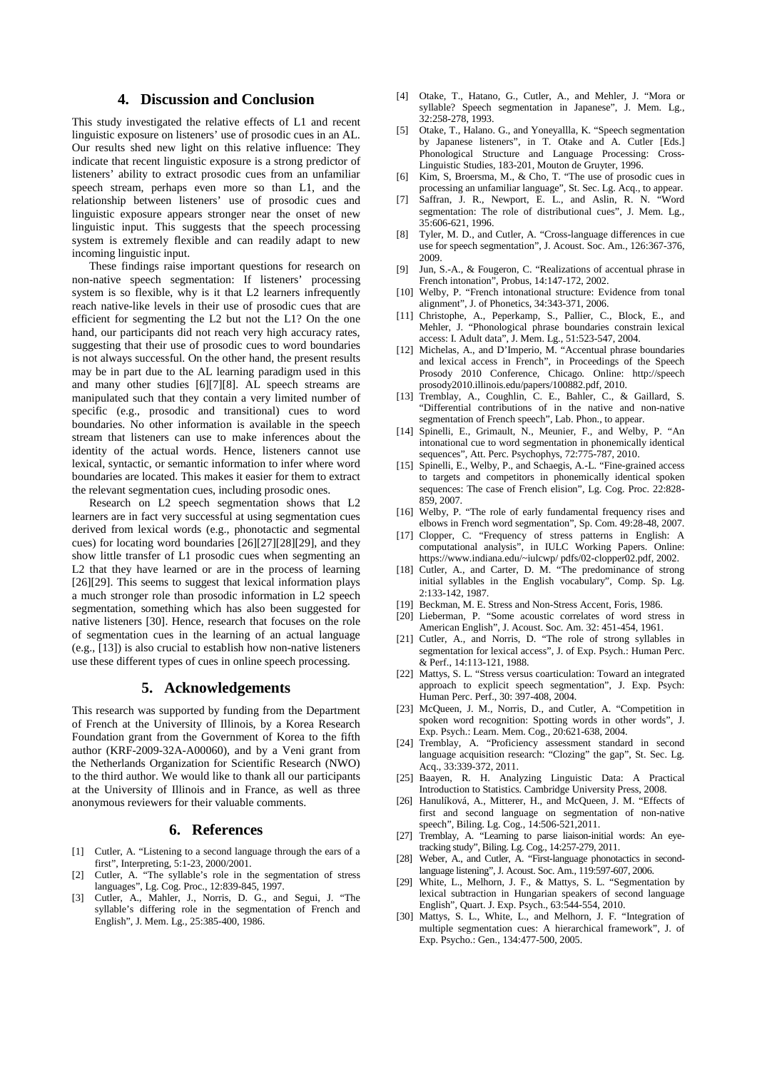## 4. Discussion and Conclusion

This study investigated the relative effects of L1 and recent linguistic exposure on listeners' use of prosodic cues in an AL. Our results shed new light on this relative influence: They indicate that recent linguistic exposure is a strong predictor of listeners' ability to extract prosodic cues from an unfamiliar speech stream, perhaps even more so than L1, and the relationship between listeners' use of prosodic cues and linguistic exposure appears stronger near the onset of new linguistic input. This suggests that the speech processing system is extremely flexible and can readily adapt to new incoming linguistic input.

These findings raise important questions for research on non-native speech segmentation: If listeners' processing system is so flexible, why is it that L2 learners infrequently reach native-like levels in their use of prosodic cues that are efficient for segmenting the L2 but not the L1? On the one hand, our participants did not reach very high accuracy rates, suggesting that their use of prosodic cues to word boundaries is not always successful. On the other hand, the present results may be in part due to the AL learning paradigm used in this and many other studies [6][7][8]. AL speech streams are manipulated such that they contain a very limited number of specific (e.g., prosodic and transitional) cues to word boundaries. No other information is available in the speech stream that listeners can use to make inferences about the identity of the actual words. Hence, listeners cannot use lexical, syntactic, or semantic information to infer where word boundaries are located. This makes it easier for them to extract the relevant segmentation cues, including prosodic ones.

Research on L2 speech segmentation shows that L2 learners are in fact very successful at using segmentation cues derived from lexical words (e.g., phonotactic and segmental cues) for locating word boundaries [26][27][28][29], and they show little transfer of L1 prosodic cues when segmenting an L2 that they have learned or are in the process of learning [26][29]. This seems to suggest that lexical information plays a much stronger role than prosodic information in L2 speech segmentation, something which has also been suggested for native listeners [30]. Hence, research that focuses on the role of segmentation cues in the learning of an actual language (e.g., [13]) is also crucial to establish how non-native listeners use these different types of cues in online speech processing.

## 5. Acknowledgements

This research was supported by funding from the Department of French at the University of Illinois, by a Korea Research Foundation grant from the Government of Korea to the fifth author (KRF-2009-32A-A00060), and by a Veni grant from the Netherlands Organization for Scientific Research (NWO) to the third author. We would like to thank all our participants at the University of Illinois and in France, as well as three anonymous reviewers for their valuable comments.

## 6. References

[1] Cutler, A. "Listening to a second language through the ears of a first", Interpreting, 5:1-23, 2000/2001.

[2] Cutler, A. "The syllable's role in the segmentation of stress languages", Lg. Cog. Proc., 12:839-845, 1997.

[3] Cutler, A., Mahler, J., Norris, D. G., and Segui, J. "The syllable's differing role in the segmentation of French and English", J. Mem. Lg., 25:385-400, 1986.

[4] Otake, T., Hatano, G., Cutler, A., and Mehler, J. "Mora or syllable? Speech segmentation in Japanese", J. Mem. Lg., 32:258-278, 1993.

[5] Otake, T., Halano. G., and Yoneyallla, K. "Speech segmentation by Japanese listeners", in T. Otake and A. Cutler [Eds.] Phonological Structure and Language Processing: Cross-Linguistic Studies, 183-201, Mouton de Gruyter, 1996.

[6] Kim, S, Broersma, M., & Cho, T. "The use of prosodic cues in processing an unfamiliar language", St. Sec. Lg. Acq., to appear.

[7] Saffran, J. R., Newport, E. L., and Aslin, R. N. "Word segmentation: The role of distributional cues", J. Mem. Lg., 35:606-621, 1996.

[8] Tyler, M. D., and Cutler, A. "Cross-language differences in cue use for speech segmentation", J. Acoust. Soc. Am., 126:367-376, 2009.

[9] Jun, S.-A., & Fougeron, C. "Realizations of accentual phrase in French intonation", Probus, 14:147-172, 2002.

[10] Welby, P. "French intonational structure: Evidence from tonal alignment", J. of Phonetics, 34:343-371, 2006.

[11] Christophe, A., Peperkamp, S., Pallier, C., Block, E., and Mehler, J. "Phonological phrase boundaries constrain lexical access: I. Adult data", J. Mem. Lg., 51:523-547, 2004.

[12] Michelas, A., and D'Imperio, M. "Accentual phrase boundaries and lexical access in French", in Proceedings of the Speech Prosody 2010 Conference, Chicago. Online: http://speech prosody2010.illinois.edu/papers/100882.pdf, 2010.

[13] Tremblay, A., Coughlin, C. E., Bahler, C., & Gaillard, S. "Differential contributions of in the native and non-native segmentation of French speech", Lab. Phon., to appear.

[14] Spinelli, E., Grimault, N., Meunier, F., and Welby, P. "An intonational cue to word segmentation in phonemically identical sequences", Att. Perc. Psychophys, 72:775-787, 2010.

[15] Spinelli, E., Welby, P., and Schaegis, A.-L. "Fine-grained access to targets and competitors in phonemically identical spoken sequences: The case of French elision", Lg. Cog. Proc. 22:828-859, 2007.

[16] Welby, P. "The role of early fundamental frequency rises and elbows in French word segmentation", Sp. Com. 49:28-48, 2007.

[17] Clopper, C. "Frequency of stress patterns in English: A computational analysis", in IULC Working Papers. Online: https://www.indiana.edu/~iulcwp/ pdfs/02-clopper02.pdf, 2002.

[18] Cutler, A., and Carter, D. M. "The predominance of strong initial syllables in the English vocabulary", Comp. Sp. Lg. 2:133-142, 1987.

[19] Beckman, M. E. Stress and Non-Stress Accent, Foris, 1986.

[20] Lieberman, P. "Some acoustic correlates of word stress in American English", J. Acoust. Soc. Am. 32: 451-454, 1961.

[21] Cutler, A., and Norris, D. "The role of strong syllables in segmentation for lexical access", J. of Exp. Psych.: Human Perc. & Perf., 14:113-121, 1988.

[22] Mattys, S. L. "Stress versus coarticulation: Toward an integrated approach to explicit speech segmentation", J. Exp. Psych: Human Perc. Perf., 30: 397-408, 2004.

[23] McQueen, J. M., Norris, D., and Cutler, A. "Competition in spoken word recognition: Spotting words in other words", J. Exp. Psych.: Learn. Mem. Cog., 20:621-638, 2004.

[24] Tremblay, A. "Proficiency assessment standard in second language acquisition research: "Clozing" the gap", St. Sec. Lg. Acq., 33:339-372, 2011.

[25] Baayen, R. H. Analyzing Linguistic Data: A Practical Introduction to Statistics. Cambridge University Press, 2008.

[26] Hanulíková, A., Mitterer, H., and McQueen, J. M. "Effects of first and second language on segmentation of non-native speech", Biling. Lg. Cog., 14:506-521,2011.

[27] Tremblay, A. "Learning to parse liaison-initial words: An eye-tracking study", Biling. Lg. Cog., 14:257-279, 2011.

[28] Weber, A., and Cutler, A. "First-language phonotactics in second-language listening", J. Acoust. Soc. Am., 119:597-607, 2006.

[29] White, L., Melhorn, J. F., & Mattys, S. L. "Segmentation by lexical subtraction in Hungarian speakers of second language English", Quart. J. Exp. Psych., 63:544-554, 2010.

[30] Mattys, S. L., White, L., and Melhorn, J. F. "Integration of multiple segmentation cues: A hierarchical framework", J. of Exp. Psycho.: Gen., 134:477-500, 2005.